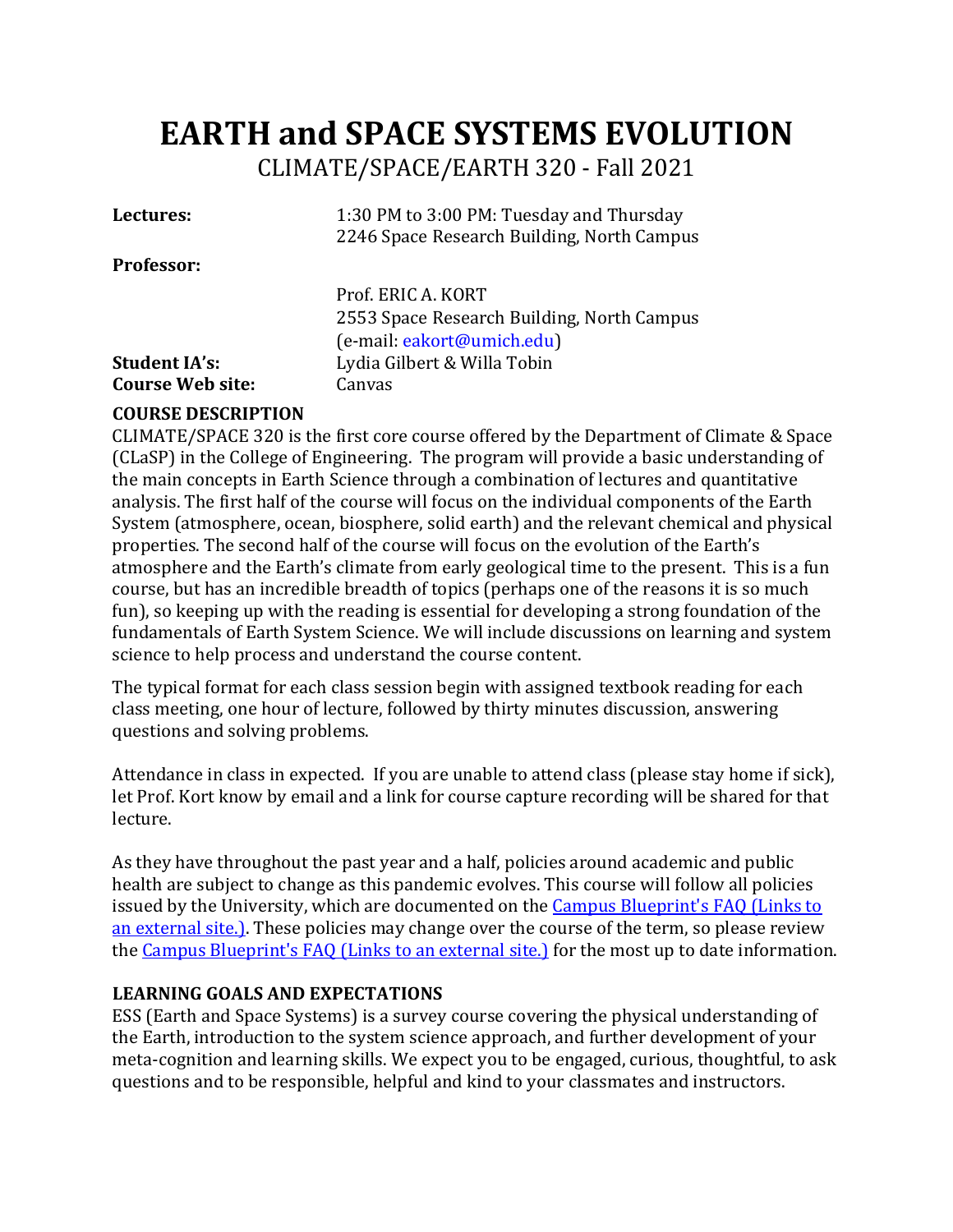# EARTH and SPACE SYSTEMS EVOLUTION

CLIMATE/SPACE/EARTH 320 - Fall 2021

**Lectures:** 1:30 PM to 3:00 PM: Tuesday and Thursday
2246 Space Research Building, North Campus

**Professor:**
Prof. ERIC A. KORT
2553 Space Research Building, North Campus
(e-mail: eakort@umich.edu)

**Student IA's:** Lydia Gilbert & Willa Tobin

**Course Web site:** Canvas

**COURSE DESCRIPTION**

CLIMATE/SPACE 320 is the first core course offered by the Department of Climate & Space (CLaSP) in the College of Engineering. The program will provide a basic understanding of the main concepts in Earth Science through a combination of lectures and quantitative analysis. The first half of the course will focus on the individual components of the Earth System (atmosphere, ocean, biosphere, solid earth) and the relevant chemical and physical properties. The second half of the course will focus on the evolution of the Earth's atmosphere and the Earth's climate from early geological time to the present. This is a fun course, but has an incredible breadth of topics (perhaps one of the reasons it is so much fun), so keeping up with the reading is essential for developing a strong foundation of the fundamentals of Earth System Science. We will include discussions on learning and system science to help process and understand the course content.

The typical format for each class session begin with assigned textbook reading for each class meeting, one hour of lecture, followed by thirty minutes discussion, answering questions and solving problems.

Attendance in class in expected. If you are unable to attend class (please stay home if sick), let Prof. Kort know by email and a link for course capture recording will be shared for that lecture.

As they have throughout the past year and a half, policies around academic and public health are subject to change as this pandemic evolves. This course will follow all policies issued by the University, which are documented on the Campus Blueprint's FAQ (Links to an external site.). These policies may change over the course of the term, so please review the Campus Blueprint's FAQ (Links to an external site.) for the most up to date information.

**LEARNING GOALS AND EXPECTATIONS**

ESS (Earth and Space Systems) is a survey course covering the physical understanding of the Earth, introduction to the system science approach, and further development of your meta-cognition and learning skills. We expect you to be engaged, curious, thoughtful, to ask questions and to be responsible, helpful and kind to your classmates and instructors.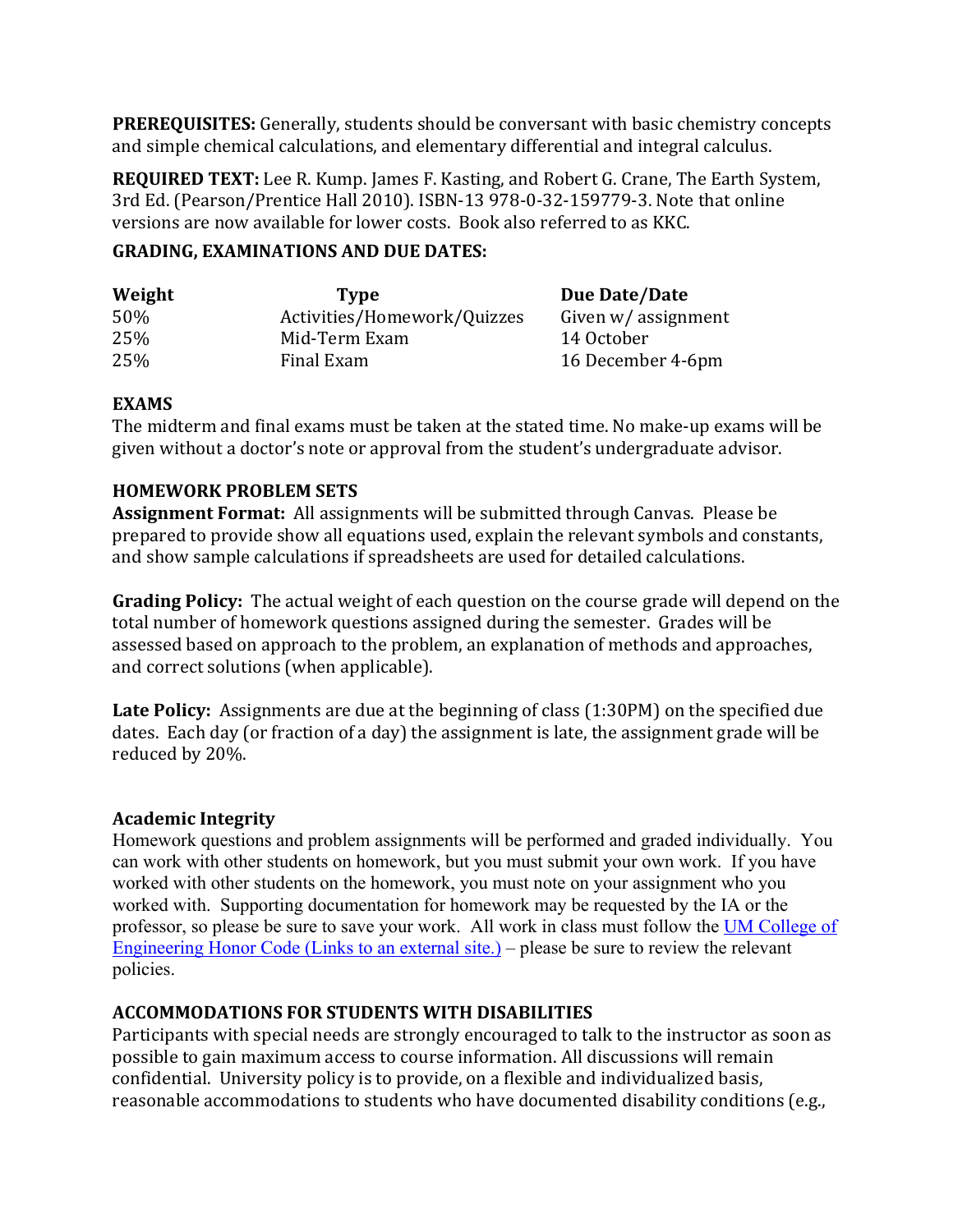**PREREQUISITES:** Generally, students should be conversant with basic chemistry concepts and simple chemical calculations, and elementary differential and integral calculus.

**REQUIRED TEXT:** Lee R. Kump. James F. Kasting, and Robert G. Crane, The Earth System, 3rd Ed. (Pearson/Prentice Hall 2010). ISBN-13 978-0-32-159779-3. Note that online versions are now available for lower costs. Book also referred to as KKC.

**GRADING, EXAMINATIONS AND DUE DATES:**

| Weight | Type | Due Date/Date |
|---|---|---|
| 50% | Activities/Homework/Quizzes | Given w/ assignment |
| 25% | Mid-Term Exam | 14 October |
| 25% | Final Exam | 16 December 4-6pm |

**EXAMS**

The midterm and final exams must be taken at the stated time. No make-up exams will be given without a doctor's note or approval from the student's undergraduate advisor.

**HOMEWORK PROBLEM SETS**

**Assignment Format:** All assignments will be submitted through Canvas. Please be prepared to provide show all equations used, explain the relevant symbols and constants, and show sample calculations if spreadsheets are used for detailed calculations.

**Grading Policy:** The actual weight of each question on the course grade will depend on the total number of homework questions assigned during the semester. Grades will be assessed based on approach to the problem, an explanation of methods and approaches, and correct solutions (when applicable).

**Late Policy:** Assignments are due at the beginning of class (1:30PM) on the specified due dates. Each day (or fraction of a day) the assignment is late, the assignment grade will be reduced by 20%.

**Academic Integrity**

Homework questions and problem assignments will be performed and graded individually. You can work with other students on homework, but you must submit your own work. If you have worked with other students on the homework, you must note on your assignment who you worked with. Supporting documentation for homework may be requested by the IA or the professor, so please be sure to save your work. All work in class must follow the UM College of Engineering Honor Code (Links to an external site.) – please be sure to review the relevant policies.

**ACCOMMODATIONS FOR STUDENTS WITH DISABILITIES**

Participants with special needs are strongly encouraged to talk to the instructor as soon as possible to gain maximum access to course information. All discussions will remain confidential. University policy is to provide, on a flexible and individualized basis, reasonable accommodations to students who have documented disability conditions (e.g.,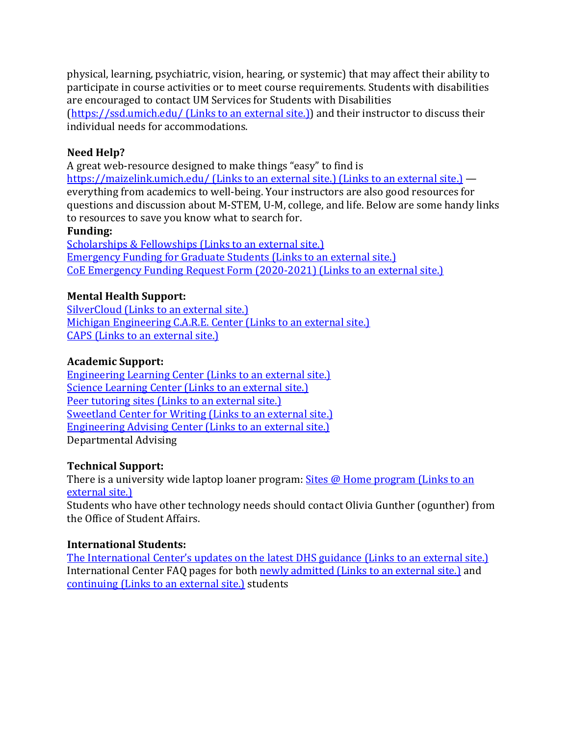physical, learning, psychiatric, vision, hearing, or systemic) that may affect their ability to participate in course activities or to meet course requirements. Students with disabilities are encouraged to contact UM Services for Students with Disabilities ([https://ssd.umich.edu/ (Links to an external site.)](https://ssd.umich.edu/)) and their instructor to discuss their individual needs for accommodations.

**Need Help?**

A great web-resource designed to make things "easy" to find is [https://maizelink.umich.edu/ (Links to an external site.) (Links to an external site.)](https://maizelink.umich.edu/) — everything from academics to well-being. Your instructors are also good resources for questions and discussion about M-STEM, U-M, college, and life. Below are some handy links to resources to save you know what to search for.

**Funding:**

Scholarships & Fellowships (Links to an external site.)
Emergency Funding for Graduate Students (Links to an external site.)
CoE Emergency Funding Request Form (2020-2021) (Links to an external site.)

**Mental Health Support:**

SilverCloud (Links to an external site.)
Michigan Engineering C.A.R.E. Center (Links to an external site.)
CAPS (Links to an external site.)

**Academic Support:**

Engineering Learning Center (Links to an external site.)
Science Learning Center (Links to an external site.)
Peer tutoring sites (Links to an external site.)
Sweetland Center for Writing (Links to an external site.)
Engineering Advising Center (Links to an external site.)
Departmental Advising

**Technical Support:**

There is a university wide laptop loaner program: Sites @ Home program (Links to an external site.)
Students who have other technology needs should contact Olivia Gunther (ogunther) from the Office of Student Affairs.

**International Students:**

The International Center's updates on the latest DHS guidance (Links to an external site.)
International Center FAQ pages for both newly admitted (Links to an external site.) and continuing (Links to an external site.) students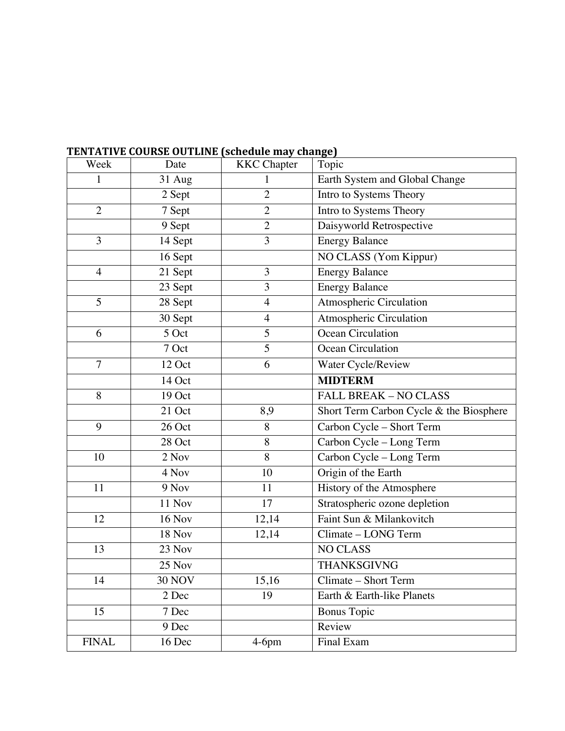**TENTATIVE COURSE OUTLINE (schedule may change)**

| Week | Date | KKC Chapter | Topic |
|---|---|---|---|
| 1 | 31 Aug | 1 | Earth System and Global Change |
| | 2 Sept | 2 | Intro to Systems Theory |
| 2 | 7 Sept | 2 | Intro to Systems Theory |
| | 9 Sept | 2 | Daisyworld Retrospective |
| 3 | 14 Sept | 3 | Energy Balance |
| | 16 Sept | | NO CLASS (Yom Kippur) |
| 4 | 21 Sept | 3 | Energy Balance |
| | 23 Sept | 3 | Energy Balance |
| 5 | 28 Sept | 4 | Atmospheric Circulation |
| | 30 Sept | 4 | Atmospheric Circulation |
| 6 | 5 Oct | 5 | Ocean Circulation |
| | 7 Oct | 5 | Ocean Circulation |
| 7 | 12 Oct | 6 | Water Cycle/Review |
| | 14 Oct | | **MIDTERM** |
| 8 | 19 Oct | | FALL BREAK – NO CLASS |
| | 21 Oct | 8,9 | Short Term Carbon Cycle & the Biosphere |
| 9 | 26 Oct | 8 | Carbon Cycle – Short Term |
| | 28 Oct | 8 | Carbon Cycle – Long Term |
| 10 | 2 Nov | 8 | Carbon Cycle – Long Term |
| | 4 Nov | 10 | Origin of the Earth |
| 11 | 9 Nov | 11 | History of the Atmosphere |
| | 11 Nov | 17 | Stratospheric ozone depletion |
| 12 | 16 Nov | 12,14 | Faint Sun & Milankovitch |
| | 18 Nov | 12,14 | Climate – LONG Term |
| 13 | 23 Nov | | NO CLASS |
| | 25 Nov | | THANKSGIVNG |
| 14 | 30 NOV | 15,16 | Climate – Short Term |
| | 2 Dec | 19 | Earth & Earth-like Planets |
| 15 | 7 Dec | | Bonus Topic |
| | 9 Dec | | Review |
| FINAL | 16 Dec | 4-6pm | Final Exam |